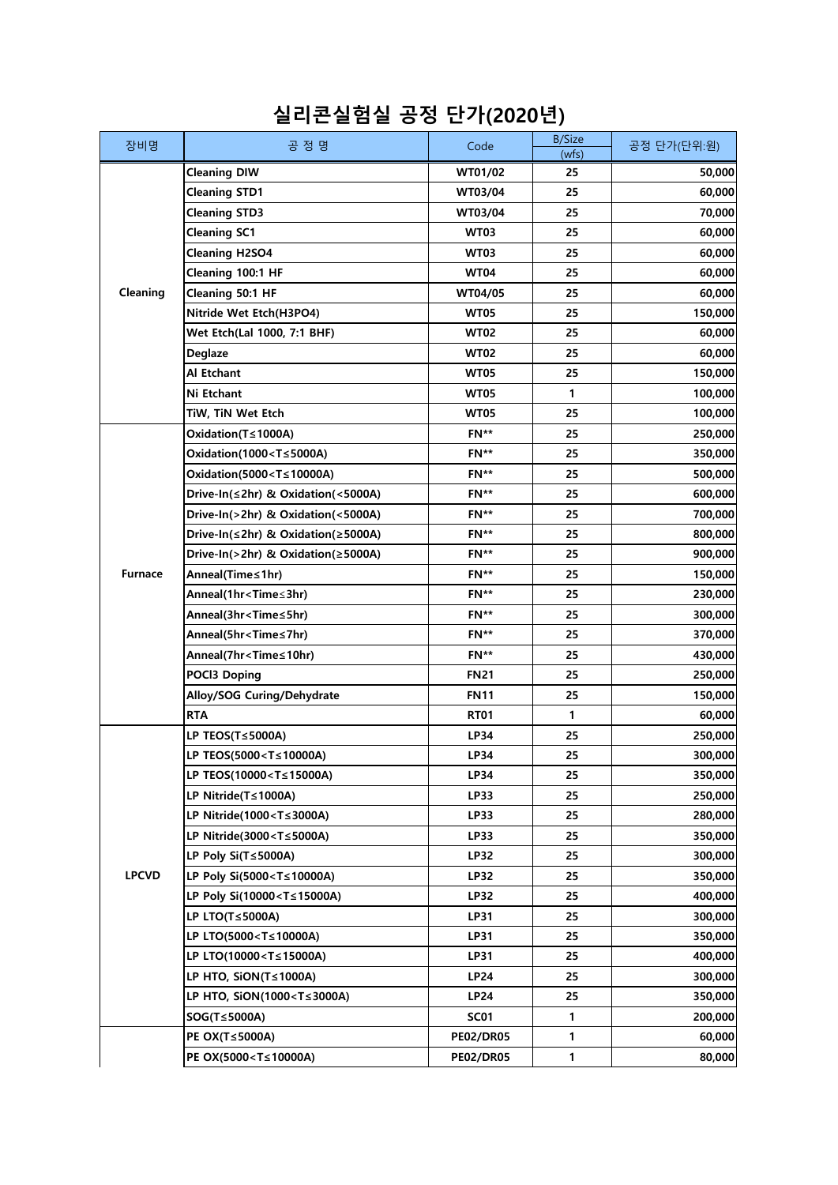# 실리콘실험실 공정 단가(2020년)

| 장비명 | 공 정 명 | Code | B/Size (wfs) | 공정 단가(단위:원) |
|---|---|---|---|---|
| Cleaning | Cleaning DIW | WT01/02 | 25 | 50,000 |
| | Cleaning STD1 | WT03/04 | 25 | 60,000 |
| | Cleaning STD3 | WT03/04 | 25 | 70,000 |
| | Cleaning SC1 | WT03 | 25 | 60,000 |
| | Cleaning H2SO4 | WT03 | 25 | 60,000 |
| | Cleaning 100:1 HF | WT04 | 25 | 60,000 |
| | Cleaning 50:1 HF | WT04/05 | 25 | 60,000 |
| | Nitride Wet Etch(H3PO4) | WT05 | 25 | 150,000 |
| | Wet Etch(Lal 1000, 7:1 BHF) | WT02 | 25 | 60,000 |
| | Deglaze | WT02 | 25 | 60,000 |
| | Al Etchant | WT05 | 25 | 150,000 |
| | Ni Etchant | WT05 | 1 | 100,000 |
| | TiW, TiN Wet Etch | WT05 | 25 | 100,000 |
| Furnace | Oxidation(T≤1000A) | FN** | 25 | 250,000 |
| | Oxidation(1000<T≤5000A) | FN** | 25 | 350,000 |
| | Oxidation(5000<T≤10000A) | FN** | 25 | 500,000 |
| | Drive-In(≤2hr) & Oxidation(<5000A) | FN** | 25 | 600,000 |
| | Drive-In(>2hr) & Oxidation(<5000A) | FN** | 25 | 700,000 |
| | Drive-In(≤2hr) & Oxidation(≥5000A) | FN** | 25 | 800,000 |
| | Drive-In(>2hr) & Oxidation(≥5000A) | FN** | 25 | 900,000 |
| | Anneal(Time≤1hr) | FN** | 25 | 150,000 |
| | Anneal(1hr<Time≤3hr) | FN** | 25 | 230,000 |
| | Anneal(3hr<Time≤5hr) | FN** | 25 | 300,000 |
| | Anneal(5hr<Time≤7hr) | FN** | 25 | 370,000 |
| | Anneal(7hr<Time≤10hr) | FN** | 25 | 430,000 |
| | POCl3 Doping | FN21 | 25 | 250,000 |
| | Alloy/SOG Curing/Dehydrate | FN11 | 25 | 150,000 |
| | RTA | RT01 | 1 | 60,000 |
| LPCVD | LP TEOS(T≤5000A) | LP34 | 25 | 250,000 |
| | LP TEOS(5000<T≤10000A) | LP34 | 25 | 300,000 |
| | LP TEOS(10000<T≤15000A) | LP34 | 25 | 350,000 |
| | LP Nitride(T≤1000A) | LP33 | 25 | 250,000 |
| | LP Nitride(1000<T≤3000A) | LP33 | 25 | 280,000 |
| | LP Nitride(3000<T≤5000A) | LP33 | 25 | 350,000 |
| | LP Poly Si(T≤5000A) | LP32 | 25 | 300,000 |
| | LP Poly Si(5000<T≤10000A) | LP32 | 25 | 350,000 |
| | LP Poly Si(10000<T≤15000A) | LP32 | 25 | 400,000 |
| | LP LTO(T≤5000A) | LP31 | 25 | 300,000 |
| | LP LTO(5000<T≤10000A) | LP31 | 25 | 350,000 |
| | LP LTO(10000<T≤15000A) | LP31 | 25 | 400,000 |
| | LP HTO, SiON(T≤1000A) | LP24 | 25 | 300,000 |
| | LP HTO, SiON(1000<T≤3000A) | LP24 | 25 | 350,000 |
| | SOG(T≤5000A) | SC01 | 1 | 200,000 |
| | PE OX(T≤5000A) | PE02/DR05 | 1 | 60,000 |
| | PE OX(5000<T≤10000A) | PE02/DR05 | 1 | 80,000 |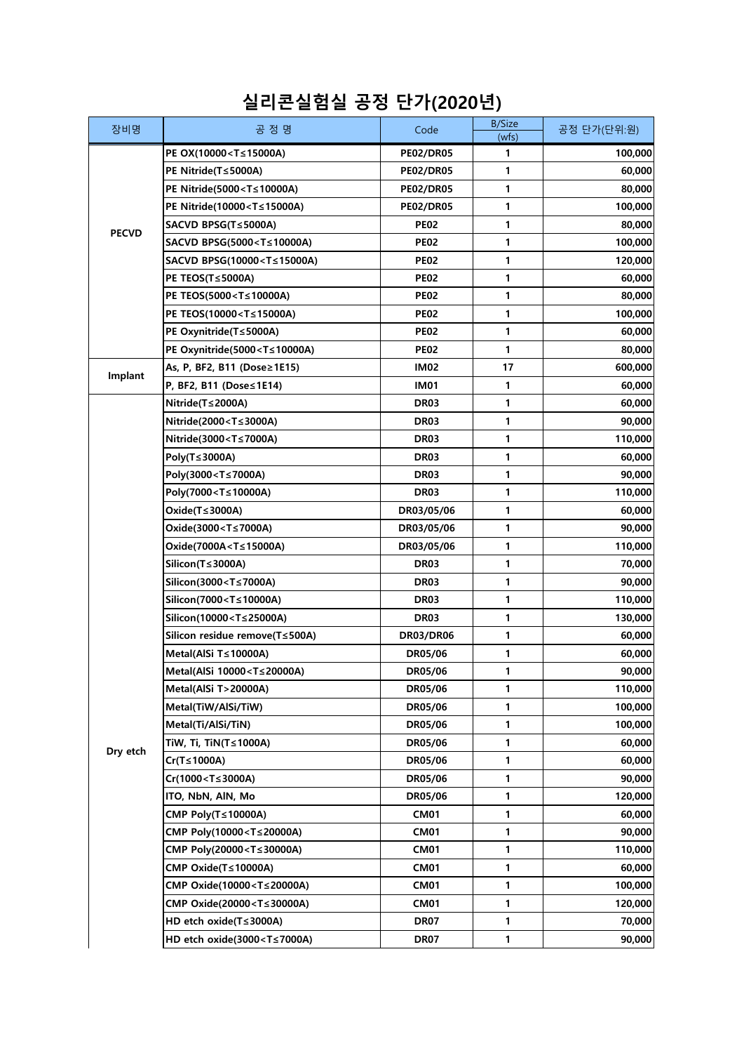# 실리콘실험실 공정 단가(2020년)

| 장비명 | 공 정 명 | Code | B/Size (wfs) | 공정 단가(단위:원) |
|---|---|---|---|---|
| PECVD | PE OX(10000<T≤15000A) | PE02/DR05 | 1 | 100,000 |
| | PE Nitride(T≤5000A) | PE02/DR05 | 1 | 60,000 |
| | PE Nitride(5000<T≤10000A) | PE02/DR05 | 1 | 80,000 |
| | PE Nitride(10000<T≤15000A) | PE02/DR05 | 1 | 100,000 |
| | SACVD BPSG(T≤5000A) | PE02 | 1 | 80,000 |
| | SACVD BPSG(5000<T≤10000A) | PE02 | 1 | 100,000 |
| | SACVD BPSG(10000<T≤15000A) | PE02 | 1 | 120,000 |
| | PE TEOS(T≤5000A) | PE02 | 1 | 60,000 |
| | PE TEOS(5000<T≤10000A) | PE02 | 1 | 80,000 |
| | PE TEOS(10000<T≤15000A) | PE02 | 1 | 100,000 |
| | PE Oxynitride(T≤5000A) | PE02 | 1 | 60,000 |
| | PE Oxynitride(5000<T≤10000A) | PE02 | 1 | 80,000 |
| Implant | As, P, BF2, B11 (Dose≥1E15) | IM02 | 17 | 600,000 |
| | P, BF2, B11 (Dose≤1E14) | IM01 | 1 | 60,000 |
| Dry etch | Nitride(T≤2000A) | DR03 | 1 | 60,000 |
| | Nitride(2000<T≤3000A) | DR03 | 1 | 90,000 |
| | Nitride(3000<T≤7000A) | DR03 | 1 | 110,000 |
| | Poly(T≤3000A) | DR03 | 1 | 60,000 |
| | Poly(3000<T≤7000A) | DR03 | 1 | 90,000 |
| | Poly(7000<T≤10000A) | DR03 | 1 | 110,000 |
| | Oxide(T≤3000A) | DR03/05/06 | 1 | 60,000 |
| | Oxide(3000<T≤7000A) | DR03/05/06 | 1 | 90,000 |
| | Oxide(7000A<T≤15000A) | DR03/05/06 | 1 | 110,000 |
| | Silicon(T≤3000A) | DR03 | 1 | 70,000 |
| | Silicon(3000<T≤7000A) | DR03 | 1 | 90,000 |
| | Silicon(7000<T≤10000A) | DR03 | 1 | 110,000 |
| | Silicon(10000<T≤25000A) | DR03 | 1 | 130,000 |
| | Silicon residue remove(T≤500A) | DR03/DR06 | 1 | 60,000 |
| | Metal(AlSi T≤10000A) | DR05/06 | 1 | 60,000 |
| | Metal(AlSi 10000<T≤20000A) | DR05/06 | 1 | 90,000 |
| | Metal(AlSi T>20000A) | DR05/06 | 1 | 110,000 |
| | Metal(TiW/AlSi/TiW) | DR05/06 | 1 | 100,000 |
| | Metal(Ti/AlSi/TiN) | DR05/06 | 1 | 100,000 |
| | TiW, Ti, TiN(T≤1000A) | DR05/06 | 1 | 60,000 |
| | Cr(T≤1000A) | DR05/06 | 1 | 60,000 |
| | Cr(1000<T≤3000A) | DR05/06 | 1 | 90,000 |
| | ITO, NbN, AlN, Mo | DR05/06 | 1 | 120,000 |
| | CMP Poly(T≤10000A) | CM01 | 1 | 60,000 |
| | CMP Poly(10000<T≤20000A) | CM01 | 1 | 90,000 |
| | CMP Poly(20000<T≤30000A) | CM01 | 1 | 110,000 |
| | CMP Oxide(T≤10000A) | CM01 | 1 | 60,000 |
| | CMP Oxide(10000<T≤20000A) | CM01 | 1 | 100,000 |
| | CMP Oxide(20000<T≤30000A) | CM01 | 1 | 120,000 |
| | HD etch oxide(T≤3000A) | DR07 | 1 | 70,000 |
| | HD etch oxide(3000<T≤7000A) | DR07 | 1 | 90,000 |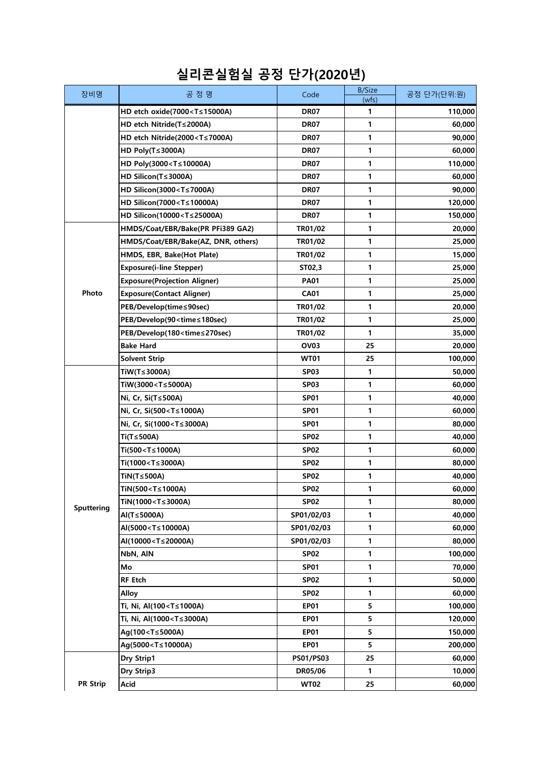# 실리콘실험실 공정 단가(2020년)

| 장비명 | 공 정 명 | Code | B/Size (wfs) | 공정 단가(단위:원) |
|---|---|---|---|---|
| | HD etch oxide(7000<T≤15000A) | DR07 | 1 | 110,000 |
| | HD etch Nitride(T≤2000A) | DR07 | 1 | 60,000 |
| | HD etch Nitride(2000<T≤7000A) | DR07 | 1 | 90,000 |
| | HD Poly(T≤3000A) | DR07 | 1 | 60,000 |
| | HD Poly(3000<T≤10000A) | DR07 | 1 | 110,000 |
| | HD Silicon(T≤3000A) | DR07 | 1 | 60,000 |
| | HD Silicon(3000<T≤7000A) | DR07 | 1 | 90,000 |
| | HD Silicon(7000<T≤10000A) | DR07 | 1 | 120,000 |
| | HD Silicon(10000<T≤25000A) | DR07 | 1 | 150,000 |
| Photo | HMDS/Coat/EBR/Bake(PR PFi389 GA2) | TR01/02 | 1 | 20,000 |
| | HMDS/Coat/EBR/Bake(AZ, DNR, others) | TR01/02 | 1 | 25,000 |
| | HMDS, EBR, Bake(Hot Plate) | TR01/02 | 1 | 15,000 |
| | Exposure(i-line Stepper) | ST02,3 | 1 | 25,000 |
| | Exposure(Projection Aligner) | PA01 | 1 | 25,000 |
| | Exposure(Contact Aligner) | CA01 | 1 | 25,000 |
| | PEB/Develop(time≤90sec) | TR01/02 | 1 | 20,000 |
| | PEB/Develop(90<time≤180sec) | TR01/02 | 1 | 25,000 |
| | PEB/Develop(180<time≤270sec) | TR01/02 | 1 | 35,000 |
| | Bake Hard | OV03 | 25 | 20,000 |
| | Solvent Strip | WT01 | 25 | 100,000 |
| Sputtering | TiW(T≤3000A) | SP03 | 1 | 50,000 |
| | TiW(3000<T≤5000A) | SP03 | 1 | 60,000 |
| | Ni, Cr, Si(T≤500A) | SP01 | 1 | 40,000 |
| | Ni, Cr, Si(500<T≤1000A) | SP01 | 1 | 60,000 |
| | Ni, Cr, Si(1000<T≤3000A) | SP01 | 1 | 80,000 |
| | Ti(T≤500A) | SP02 | 1 | 40,000 |
| | Ti(500<T≤1000A) | SP02 | 1 | 60,000 |
| | Ti(1000<T≤3000A) | SP02 | 1 | 80,000 |
| | TiN(T≤500A) | SP02 | 1 | 40,000 |
| | TiN(500<T≤1000A) | SP02 | 1 | 60,000 |
| | TiN(1000<T≤3000A) | SP02 | 1 | 80,000 |
| | Al(T≤5000A) | SP01/02/03 | 1 | 40,000 |
| | Al(5000<T≤10000A) | SP01/02/03 | 1 | 60,000 |
| | Al(10000<T≤20000A) | SP01/02/03 | 1 | 80,000 |
| | NbN, AlN | SP02 | 1 | 100,000 |
| | Mo | SP01 | 1 | 70,000 |
| | RF Etch | SP02 | 1 | 50,000 |
| | Alloy | SP02 | 1 | 60,000 |
| | Ti, Ni, Al(100<T≤1000A) | EP01 | 5 | 100,000 |
| | Ti, Ni, Al(1000<T≤3000A) | EP01 | 5 | 120,000 |
| | Ag(100<T≤5000A) | EP01 | 5 | 150,000 |
| | Ag(5000<T≤10000A) | EP01 | 5 | 200,000 |
| PR Strip | Dry Strip1 | PS01/PS03 | 25 | 60,000 |
| | Dry Strip3 | DR05/06 | 1 | 10,000 |
| | Acid | WT02 | 25 | 60,000 |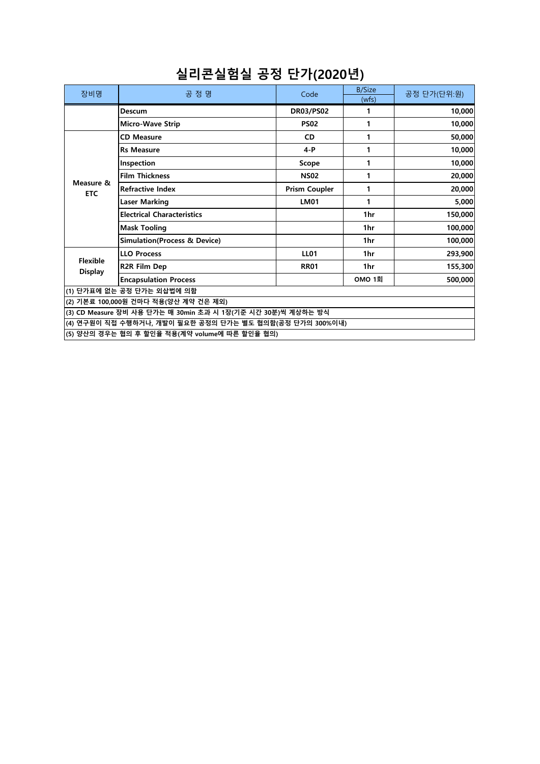# 실리콘실험실 공정 단가(2020년)

| 장비명 | 공 정 명 | Code | B/Size (wfs) | 공정 단가(단위:원) |
|---|---|---|---|---|
| | **Descum** | **DR03/PS02** | **1** | **10,000** |
| | **Micro-Wave Strip** | **PS02** | **1** | **10,000** |
| **Measure & ETC** | **CD Measure** | **CD** | **1** | **50,000** |
| | **Rs Measure** | **4-P** | **1** | **10,000** |
| | **Inspection** | **Scope** | **1** | **10,000** |
| | **Film Thickness** | **NS02** | **1** | **20,000** |
| | **Refractive Index** | **Prism Coupler** | **1** | **20,000** |
| | **Laser Marking** | **LM01** | **1** | **5,000** |
| | **Electrical Characteristics** | | **1hr** | **150,000** |
| | **Mask Tooling** | | **1hr** | **100,000** |
| | **Simulation(Process & Device)** | | **1hr** | **100,000** |
| **Flexible Display** | **LLO Process** | **LL01** | **1hr** | **293,900** |
| | **R2R Film Dep** | **RR01** | **1hr** | **155,300** |
| | **Encapsulation Process** | | **OMO 1회** | **500,000** |

**(1) 단가표에 없는 공정 단가는 외삽법에 의함**

**(2) 기본료 100,000원 건마다 적용(양산 계약 건은 제외)**

**(3) CD Measure 장비 사용 단가는 매 30min 초과 시 1장(기준 시간 30분)씩 계상하는 방식**

**(4) 연구원이 직접 수행하거나, 개발이 필요한 공정의 단가는 별도 협의함(공정 단가의 300%이내)**

**(5) 양산의 경우는 협의 후 할인율 적용(계약 volume에 따른 할인율 협의)**